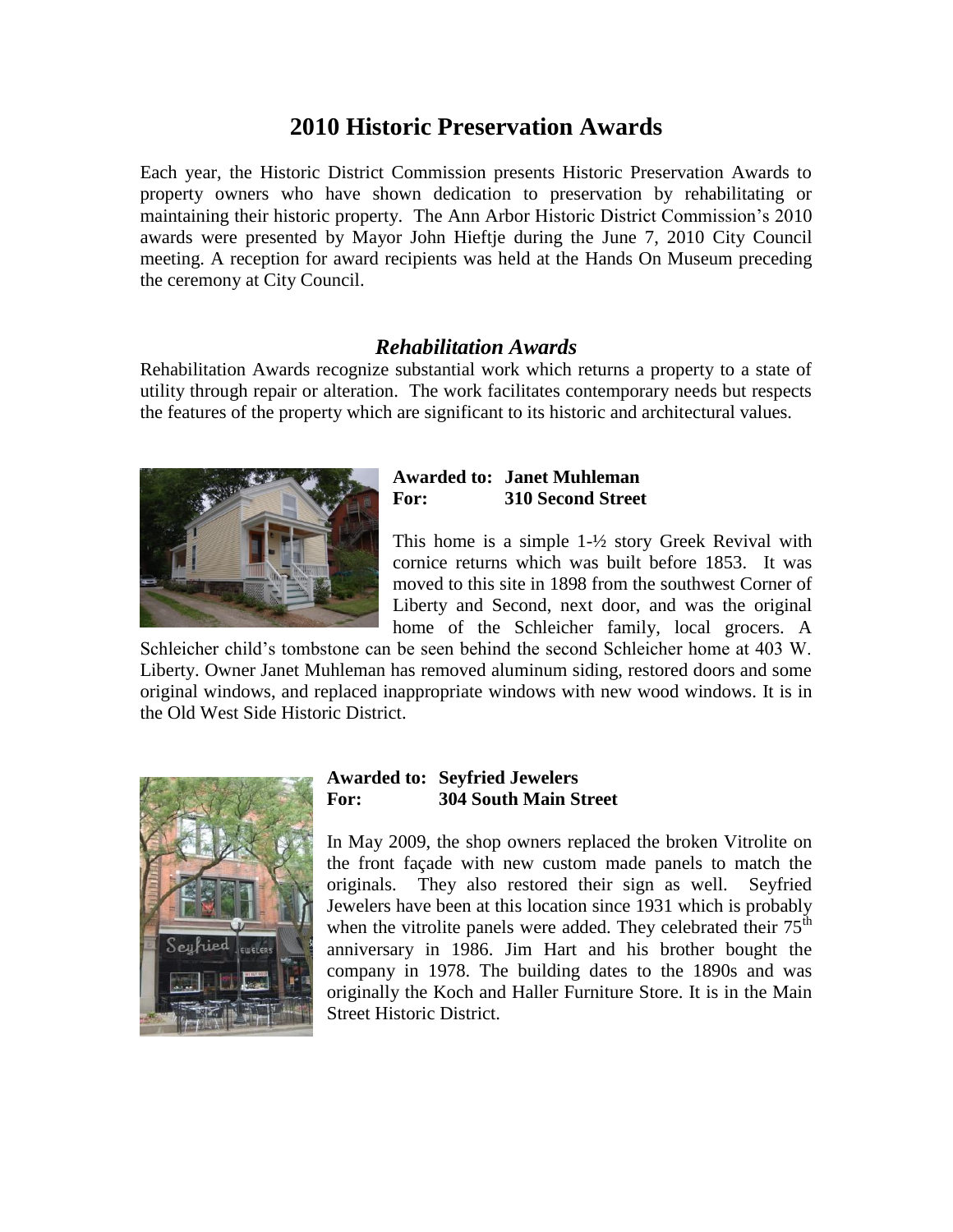# 2010 Historic Preservation Awards

Each year, the Historic District Commission presents Historic Preservation Awards to property owners who have shown dedication to preservation by rehabilitating or maintaining their historic property. The Ann Arbor Historic District Commission's 2010 awards were presented by Mayor John Hieftje during the June 7, 2010 City Council meeting. A reception for award recipients was held at the Hands On Museum preceding the ceremony at City Council.

## *Rehabilitation Awards*

Rehabilitation Awards recognize substantial work which returns a property to a state of utility through repair or alteration. The work facilitates contemporary needs but respects the features of the property which are significant to its historic and architectural values.

**Awarded to: Janet Muhleman**
**For: 310 Second Street**

This home is a simple 1-½ story Greek Revival with cornice returns which was built before 1853. It was moved to this site in 1898 from the southwest Corner of Liberty and Second, next door, and was the original home of the Schleicher family, local grocers. A Schleicher child's tombstone can be seen behind the second Schleicher home at 403 W. Liberty. Owner Janet Muhleman has removed aluminum siding, restored doors and some original windows, and replaced inappropriate windows with new wood windows. It is in the Old West Side Historic District.

**Awarded to: Seyfried Jewelers**
**For: 304 South Main Street**

In May 2009, the shop owners replaced the broken Vitrolite on the front façade with new custom made panels to match the originals. They also restored their sign as well. Seyfried Jewelers have been at this location since 1931 which is probably when the vitrolite panels were added. They celebrated their 75th anniversary in 1986. Jim Hart and his brother bought the company in 1978. The building dates to the 1890s and was originally the Koch and Haller Furniture Store. It is in the Main Street Historic District.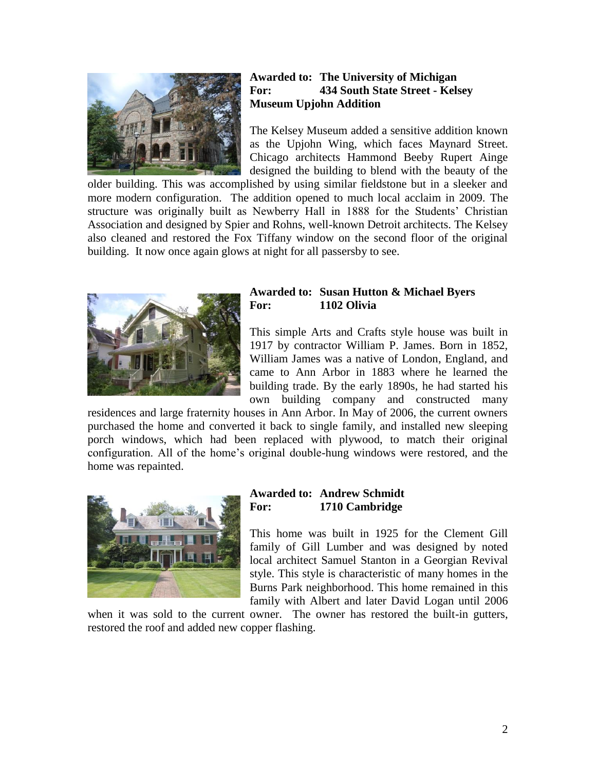**Awarded to: The University of Michigan**
**For: 434 South State Street - Kelsey Museum Upjohn Addition**

The Kelsey Museum added a sensitive addition known as the Upjohn Wing, which faces Maynard Street. Chicago architects Hammond Beeby Rupert Ainge designed the building to blend with the beauty of the older building. This was accomplished by using similar fieldstone but in a sleeker and more modern configuration. The addition opened to much local acclaim in 2009. The structure was originally built as Newberry Hall in 1888 for the Students' Christian Association and designed by Spier and Rohns, well-known Detroit architects. The Kelsey also cleaned and restored the Fox Tiffany window on the second floor of the original building. It now once again glows at night for all passersby to see.

**Awarded to: Susan Hutton & Michael Byers**
**For: 1102 Olivia**

This simple Arts and Crafts style house was built in 1917 by contractor William P. James. Born in 1852, William James was a native of London, England, and came to Ann Arbor in 1883 where he learned the building trade. By the early 1890s, he had started his own building company and constructed many residences and large fraternity houses in Ann Arbor. In May of 2006, the current owners purchased the home and converted it back to single family, and installed new sleeping porch windows, which had been replaced with plywood, to match their original configuration. All of the home's original double-hung windows were restored, and the home was repainted.

**Awarded to: Andrew Schmidt**
**For: 1710 Cambridge**

This home was built in 1925 for the Clement Gill family of Gill Lumber and was designed by noted local architect Samuel Stanton in a Georgian Revival style. This style is characteristic of many homes in the Burns Park neighborhood. This home remained in this family with Albert and later David Logan until 2006 when it was sold to the current owner. The owner has restored the built-in gutters, restored the roof and added new copper flashing.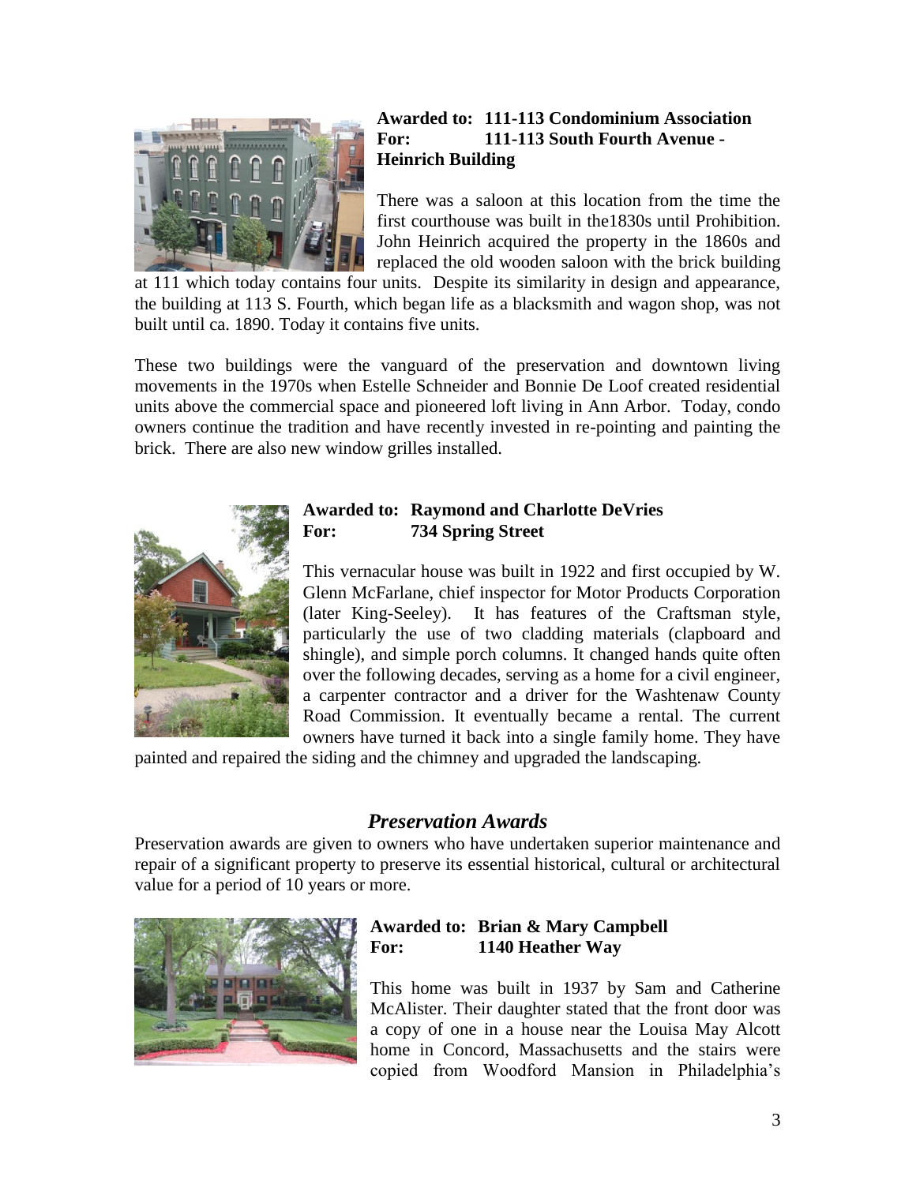**Awarded to: 111-113 Condominium Association**
**For: 111-113 South Fourth Avenue - Heinrich Building**

There was a saloon at this location from the time the first courthouse was built in the1830s until Prohibition. John Heinrich acquired the property in the 1860s and replaced the old wooden saloon with the brick building at 111 which today contains four units. Despite its similarity in design and appearance, the building at 113 S. Fourth, which began life as a blacksmith and wagon shop, was not built until ca. 1890. Today it contains five units.

These two buildings were the vanguard of the preservation and downtown living movements in the 1970s when Estelle Schneider and Bonnie De Loof created residential units above the commercial space and pioneered loft living in Ann Arbor. Today, condo owners continue the tradition and have recently invested in re-pointing and painting the brick. There are also new window grilles installed.

**Awarded to: Raymond and Charlotte DeVries**
**For: 734 Spring Street**

This vernacular house was built in 1922 and first occupied by W. Glenn McFarlane, chief inspector for Motor Products Corporation (later King-Seeley). It has features of the Craftsman style, particularly the use of two cladding materials (clapboard and shingle), and simple porch columns. It changed hands quite often over the following decades, serving as a home for a civil engineer, a carpenter contractor and a driver for the Washtenaw County Road Commission. It eventually became a rental. The current owners have turned it back into a single family home. They have painted and repaired the siding and the chimney and upgraded the landscaping.

## *Preservation Awards*

Preservation awards are given to owners who have undertaken superior maintenance and repair of a significant property to preserve its essential historical, cultural or architectural value for a period of 10 years or more.

**Awarded to: Brian & Mary Campbell**
**For: 1140 Heather Way**

This home was built in 1937 by Sam and Catherine McAlister. Their daughter stated that the front door was a copy of one in a house near the Louisa May Alcott home in Concord, Massachusetts and the stairs were copied from Woodford Mansion in Philadelphia's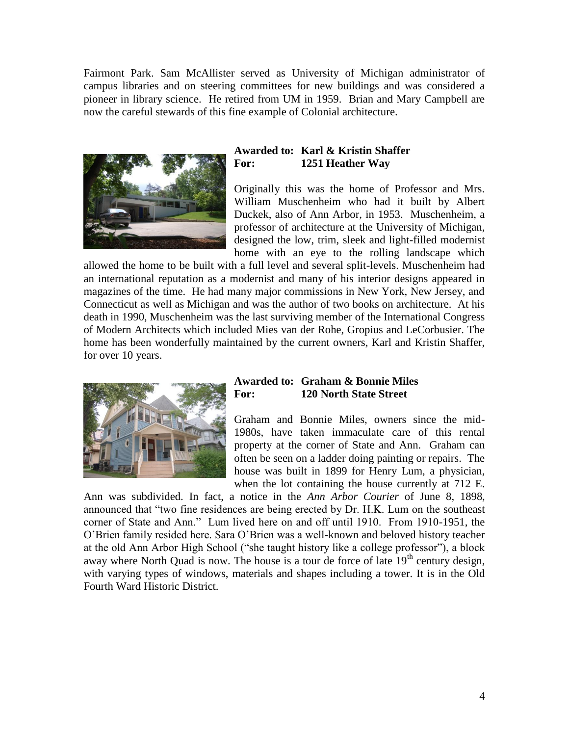Fairmont Park. Sam McAllister served as University of Michigan administrator of campus libraries and on steering committees for new buildings and was considered a pioneer in library science. He retired from UM in 1959. Brian and Mary Campbell are now the careful stewards of this fine example of Colonial architecture.

**Awarded to: Karl & Kristin Shaffer**
**For: 1251 Heather Way**

Originally this was the home of Professor and Mrs. William Muschenheim who had it built by Albert Duckek, also of Ann Arbor, in 1953. Muschenheim, a professor of architecture at the University of Michigan, designed the low, trim, sleek and light-filled modernist home with an eye to the rolling landscape which allowed the home to be built with a full level and several split-levels. Muschenheim had an international reputation as a modernist and many of his interior designs appeared in magazines of the time. He had many major commissions in New York, New Jersey, and Connecticut as well as Michigan and was the author of two books on architecture. At his death in 1990, Muschenheim was the last surviving member of the International Congress of Modern Architects which included Mies van der Rohe, Gropius and LeCorbusier. The home has been wonderfully maintained by the current owners, Karl and Kristin Shaffer, for over 10 years.

**Awarded to: Graham & Bonnie Miles**
**For: 120 North State Street**

Graham and Bonnie Miles, owners since the mid-1980s, have taken immaculate care of this rental property at the corner of State and Ann. Graham can often be seen on a ladder doing painting or repairs. The house was built in 1899 for Henry Lum, a physician, when the lot containing the house currently at 712 E. Ann was subdivided. In fact, a notice in the *Ann Arbor Courier* of June 8, 1898, announced that "two fine residences are being erected by Dr. H.K. Lum on the southeast corner of State and Ann." Lum lived here on and off until 1910. From 1910-1951, the O'Brien family resided here. Sara O'Brien was a well-known and beloved history teacher at the old Ann Arbor High School ("she taught history like a college professor"), a block away where North Quad is now. The house is a tour de force of late 19th century design, with varying types of windows, materials and shapes including a tower. It is in the Old Fourth Ward Historic District.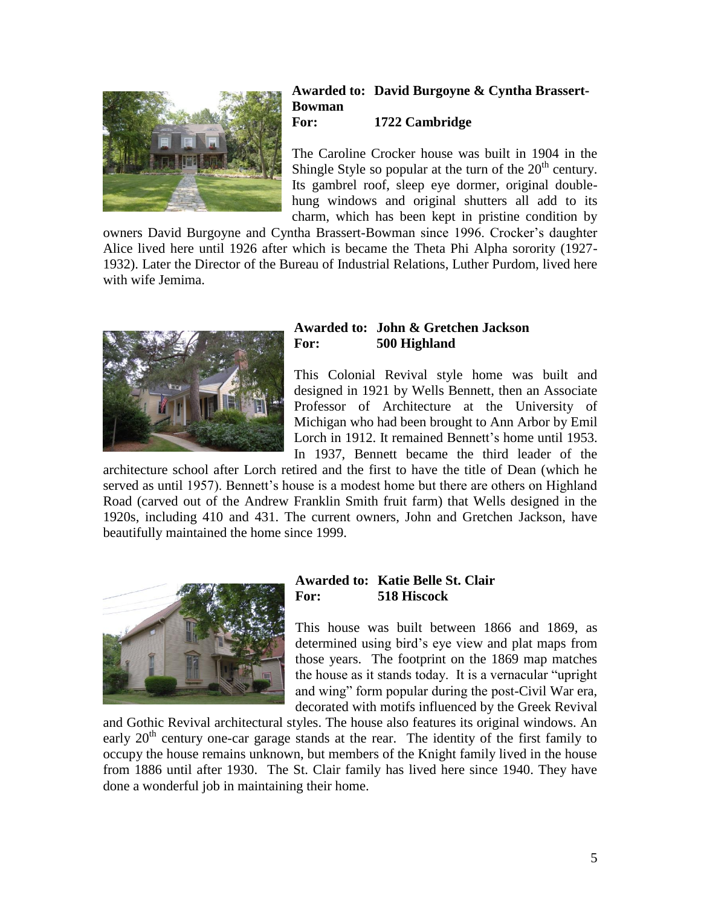**Awarded to: David Burgoyne & Cyntha Brassert-Bowman**
**For: 1722 Cambridge**

The Caroline Crocker house was built in 1904 in the Shingle Style so popular at the turn of the 20th century. Its gambrel roof, sleep eye dormer, original double-hung windows and original shutters all add to its charm, which has been kept in pristine condition by owners David Burgoyne and Cyntha Brassert-Bowman since 1996. Crocker's daughter Alice lived here until 1926 after which is became the Theta Phi Alpha sorority (1927-1932). Later the Director of the Bureau of Industrial Relations, Luther Purdom, lived here with wife Jemima.

**Awarded to: John & Gretchen Jackson**
**For: 500 Highland**

This Colonial Revival style home was built and designed in 1921 by Wells Bennett, then an Associate Professor of Architecture at the University of Michigan who had been brought to Ann Arbor by Emil Lorch in 1912. It remained Bennett's home until 1953. In 1937, Bennett became the third leader of the architecture school after Lorch retired and the first to have the title of Dean (which he served as until 1957). Bennett's house is a modest home but there are others on Highland Road (carved out of the Andrew Franklin Smith fruit farm) that Wells designed in the 1920s, including 410 and 431. The current owners, John and Gretchen Jackson, have beautifully maintained the home since 1999.

**Awarded to: Katie Belle St. Clair**
**For: 518 Hiscock**

This house was built between 1866 and 1869, as determined using bird's eye view and plat maps from those years. The footprint on the 1869 map matches the house as it stands today. It is a vernacular "upright and wing" form popular during the post-Civil War era, decorated with motifs influenced by the Greek Revival and Gothic Revival architectural styles. The house also features its original windows. An early 20th century one-car garage stands at the rear. The identity of the first family to occupy the house remains unknown, but members of the Knight family lived in the house from 1886 until after 1930. The St. Clair family has lived here since 1940. They have done a wonderful job in maintaining their home.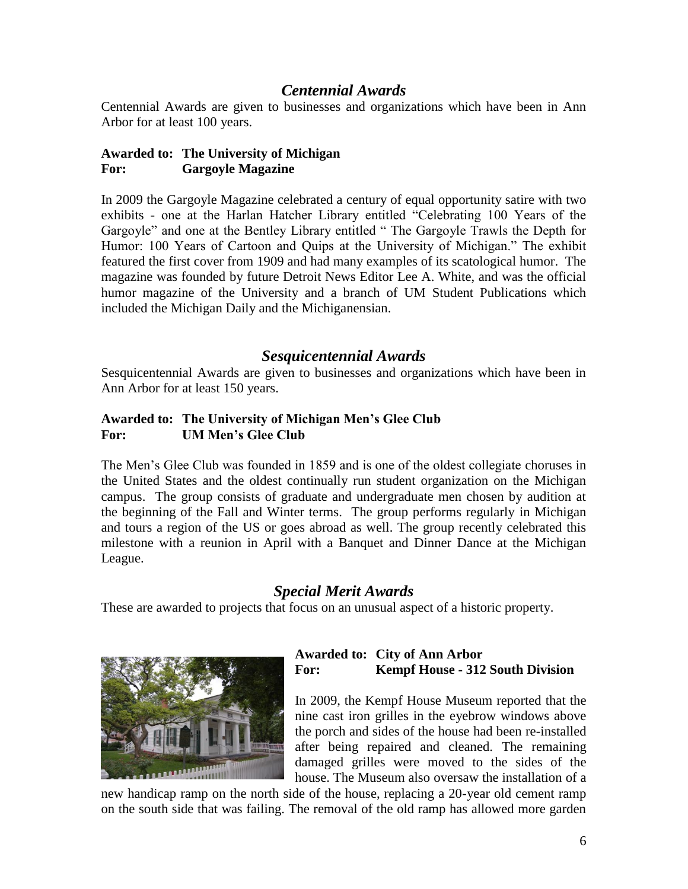## *Centennial Awards*

Centennial Awards are given to businesses and organizations which have been in Ann Arbor for at least 100 years.

**Awarded to: The University of Michigan**
**For: Gargoyle Magazine**

In 2009 the Gargoyle Magazine celebrated a century of equal opportunity satire with two exhibits - one at the Harlan Hatcher Library entitled "Celebrating 100 Years of the Gargoyle" and one at the Bentley Library entitled " The Gargoyle Trawls the Depth for Humor: 100 Years of Cartoon and Quips at the University of Michigan." The exhibit featured the first cover from 1909 and had many examples of its scatological humor. The magazine was founded by future Detroit News Editor Lee A. White, and was the official humor magazine of the University and a branch of UM Student Publications which included the Michigan Daily and the Michiganensian.

## *Sesquicentennial Awards*

Sesquicentennial Awards are given to businesses and organizations which have been in Ann Arbor for at least 150 years.

**Awarded to: The University of Michigan Men's Glee Club**
**For: UM Men's Glee Club**

The Men's Glee Club was founded in 1859 and is one of the oldest collegiate choruses in the United States and the oldest continually run student organization on the Michigan campus. The group consists of graduate and undergraduate men chosen by audition at the beginning of the Fall and Winter terms. The group performs regularly in Michigan and tours a region of the US or goes abroad as well. The group recently celebrated this milestone with a reunion in April with a Banquet and Dinner Dance at the Michigan League.

## *Special Merit Awards*

These are awarded to projects that focus on an unusual aspect of a historic property.

**Awarded to: City of Ann Arbor**
**For: Kempf House - 312 South Division**

In 2009, the Kempf House Museum reported that the nine cast iron grilles in the eyebrow windows above the porch and sides of the house had been re-installed after being repaired and cleaned. The remaining damaged grilles were moved to the sides of the house. The Museum also oversaw the installation of a new handicap ramp on the north side of the house, replacing a 20-year old cement ramp on the south side that was failing. The removal of the old ramp has allowed more garden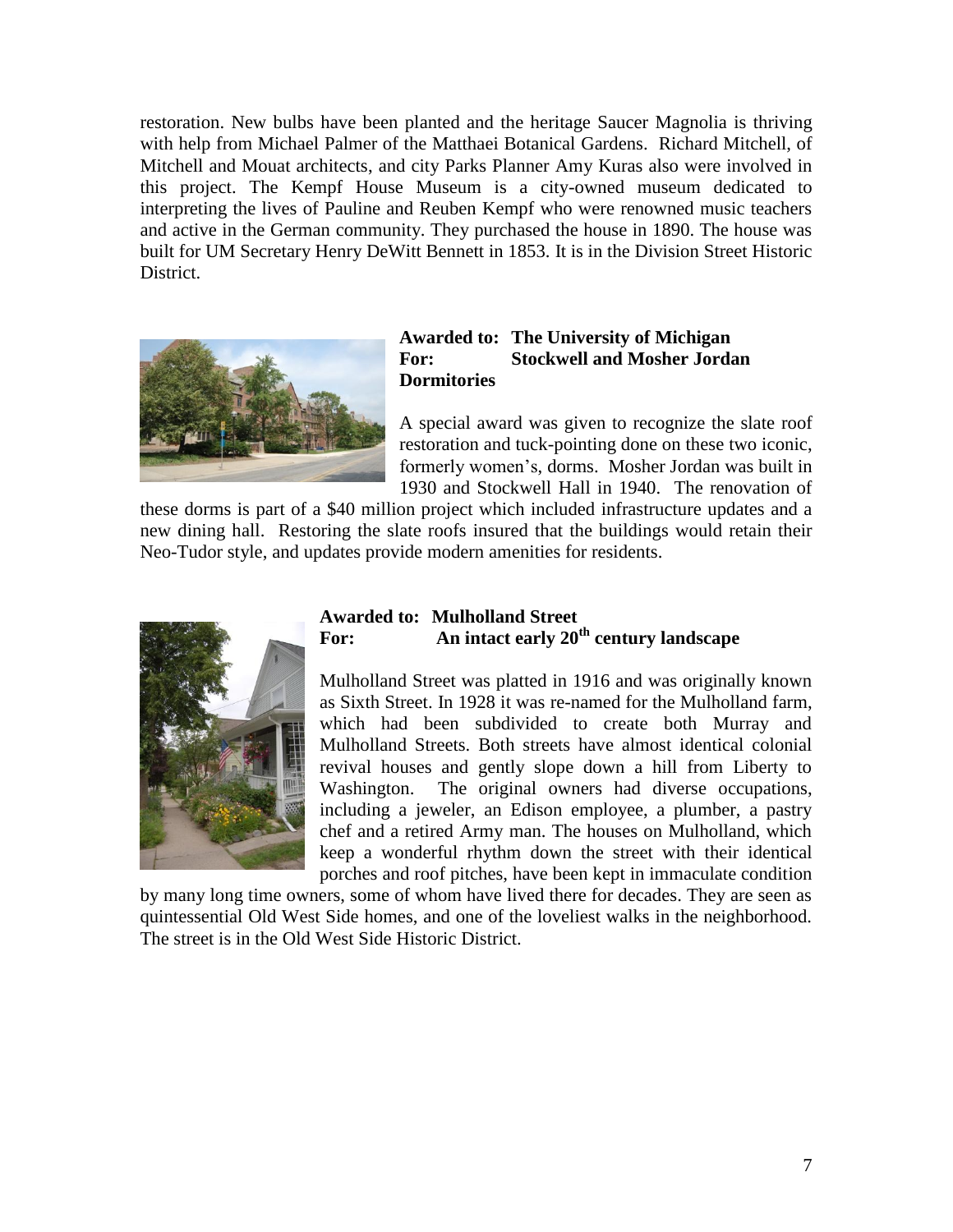restoration. New bulbs have been planted and the heritage Saucer Magnolia is thriving with help from Michael Palmer of the Matthaei Botanical Gardens. Richard Mitchell, of Mitchell and Mouat architects, and city Parks Planner Amy Kuras also were involved in this project. The Kempf House Museum is a city-owned museum dedicated to interpreting the lives of Pauline and Reuben Kempf who were renowned music teachers and active in the German community. They purchased the house in 1890. The house was built for UM Secretary Henry DeWitt Bennett in 1853. It is in the Division Street Historic District.

**Awarded to: The University of Michigan**
**For: Stockwell and Mosher Jordan Dormitories**

A special award was given to recognize the slate roof restoration and tuck-pointing done on these two iconic, formerly women's, dorms. Mosher Jordan was built in 1930 and Stockwell Hall in 1940. The renovation of these dorms is part of a $40 million project which included infrastructure updates and a new dining hall. Restoring the slate roofs insured that the buildings would retain their Neo-Tudor style, and updates provide modern amenities for residents.

**Awarded to: Mulholland Street**
**For: An intact early 20th century landscape**

Mulholland Street was platted in 1916 and was originally known as Sixth Street. In 1928 it was re-named for the Mulholland farm, which had been subdivided to create both Murray and Mulholland Streets. Both streets have almost identical colonial revival houses and gently slope down a hill from Liberty to Washington. The original owners had diverse occupations, including a jeweler, an Edison employee, a plumber, a pastry chef and a retired Army man. The houses on Mulholland, which keep a wonderful rhythm down the street with their identical porches and roof pitches, have been kept in immaculate condition by many long time owners, some of whom have lived there for decades. They are seen as quintessential Old West Side homes, and one of the loveliest walks in the neighborhood. The street is in the Old West Side Historic District.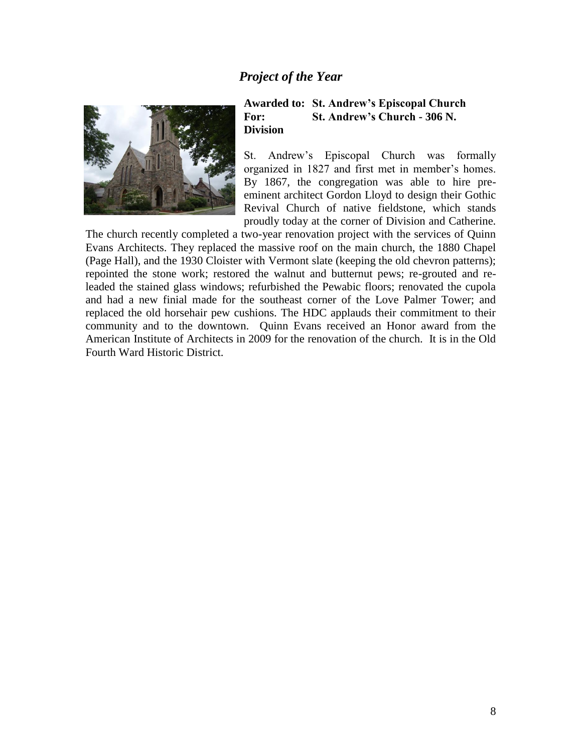## *Project of the Year*

**Awarded to:** **St. Andrew's Episcopal Church**
**For:** **St. Andrew's Church - 306 N. Division**

St. Andrew's Episcopal Church was formally organized in 1827 and first met in member's homes. By 1867, the congregation was able to hire pre-eminent architect Gordon Lloyd to design their Gothic Revival Church of native fieldstone, which stands proudly today at the corner of Division and Catherine. The church recently completed a two-year renovation project with the services of Quinn Evans Architects. They replaced the massive roof on the main church, the 1880 Chapel (Page Hall), and the 1930 Cloister with Vermont slate (keeping the old chevron patterns); repointed the stone work; restored the walnut and butternut pews; re-grouted and re-leaded the stained glass windows; refurbished the Pewabic floors; renovated the cupola and had a new finial made for the southeast corner of the Love Palmer Tower; and replaced the old horsehair pew cushions. The HDC applauds their commitment to their community and to the downtown. Quinn Evans received an Honor award from the American Institute of Architects in 2009 for the renovation of the church. It is in the Old Fourth Ward Historic District.